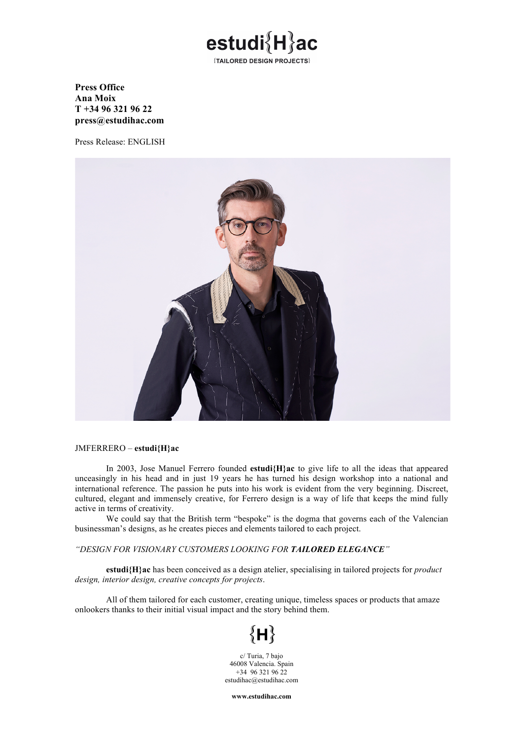# estudi{H}ac

{TAILORED DESIGN PROJECTS}

**Press Office**
**Ana Moix**
**T +34 96 321 96 22**
**press@estudihac.com**

Press Release: ENGLISH

JMFERRERO – **estudi{H}ac**

In 2003, Jose Manuel Ferrero founded **estudi{H}ac** to give life to all the ideas that appeared unceasingly in his head and in just 19 years he has turned his design workshop into a national and international reference. The passion he puts into his work is evident from the very beginning. Discreet, cultured, elegant and immensely creative, for Ferrero design is a way of life that keeps the mind fully active in terms of creativity.

We could say that the British term "bespoke" is the dogma that governs each of the Valencian businessman's designs, as he creates pieces and elements tailored to each project.

*"DESIGN FOR VISIONARY CUSTOMERS LOOKING FOR* ***TAILORED ELEGANCE****"*

**estudi{H}ac** has been conceived as a design atelier, specialising in tailored projects for *product design, interior design, creative concepts for projects*.

All of them tailored for each customer, creating unique, timeless spaces or products that amaze onlookers thanks to their initial visual impact and the story behind them.

{H}

c/ Turia, 7 bajo
46008 Valencia. Spain
+34 96 321 96 22
estudihac@estudihac.com

**www.estudihac.com**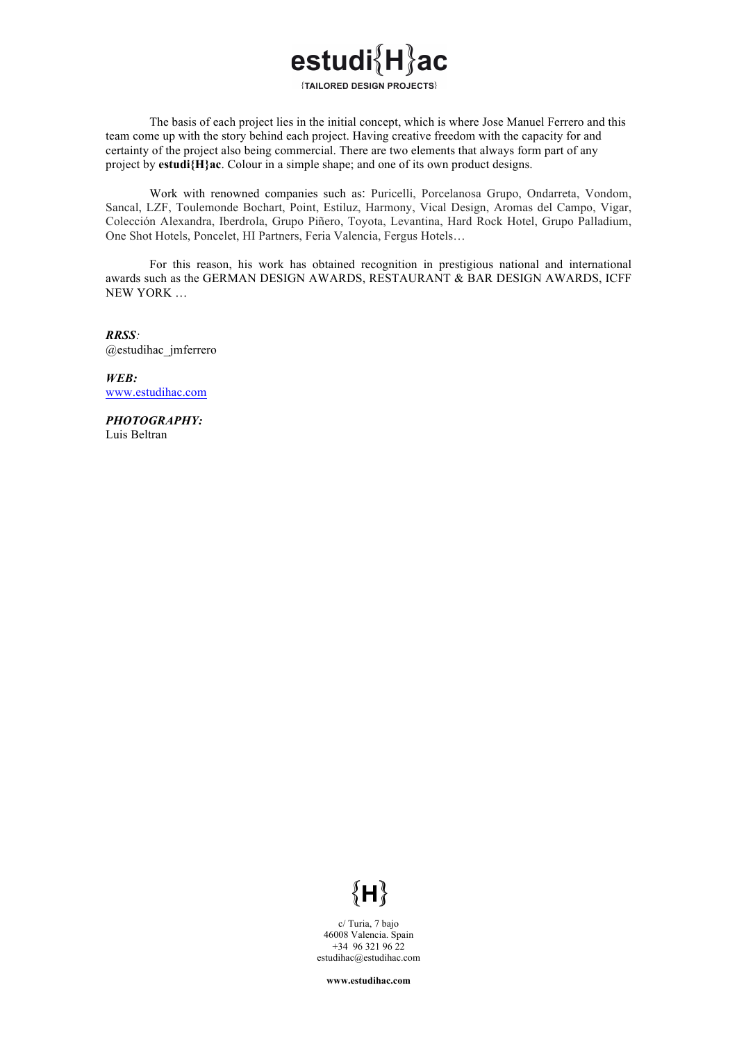The basis of each project lies in the initial concept, which is where Jose Manuel Ferrero and this team come up with the story behind each project. Having creative freedom with the capacity for and certainty of the project also being commercial. There are two elements that always form part of any project by **estudi{H}ac**. Colour in a simple shape; and one of its own product designs.

Work with renowned companies such as: Puricelli, Porcelanosa Grupo, Ondarreta, Vondom, Sancal, LZF, Toulemonde Bochart, Point, Estiluz, Harmony, Vical Design, Aromas del Campo, Vigar, Colección Alexandra, Iberdrola, Grupo Piñero, Toyota, Levantina, Hard Rock Hotel, Grupo Palladium, One Shot Hotels, Poncelet, HI Partners, Feria Valencia, Fergus Hotels…

For this reason, his work has obtained recognition in prestigious national and international awards such as the GERMAN DESIGN AWARDS, RESTAURANT & BAR DESIGN AWARDS, ICFF NEW YORK …

***RRSS:***
@estudihac_jmferrero

***WEB:***
www.estudihac.com

***PHOTOGRAPHY:***
Luis Beltran

{H}

c/ Turia, 7 bajo
46008 Valencia. Spain
+34 96 321 96 22
estudihac@estudihac.com

**www.estudihac.com**